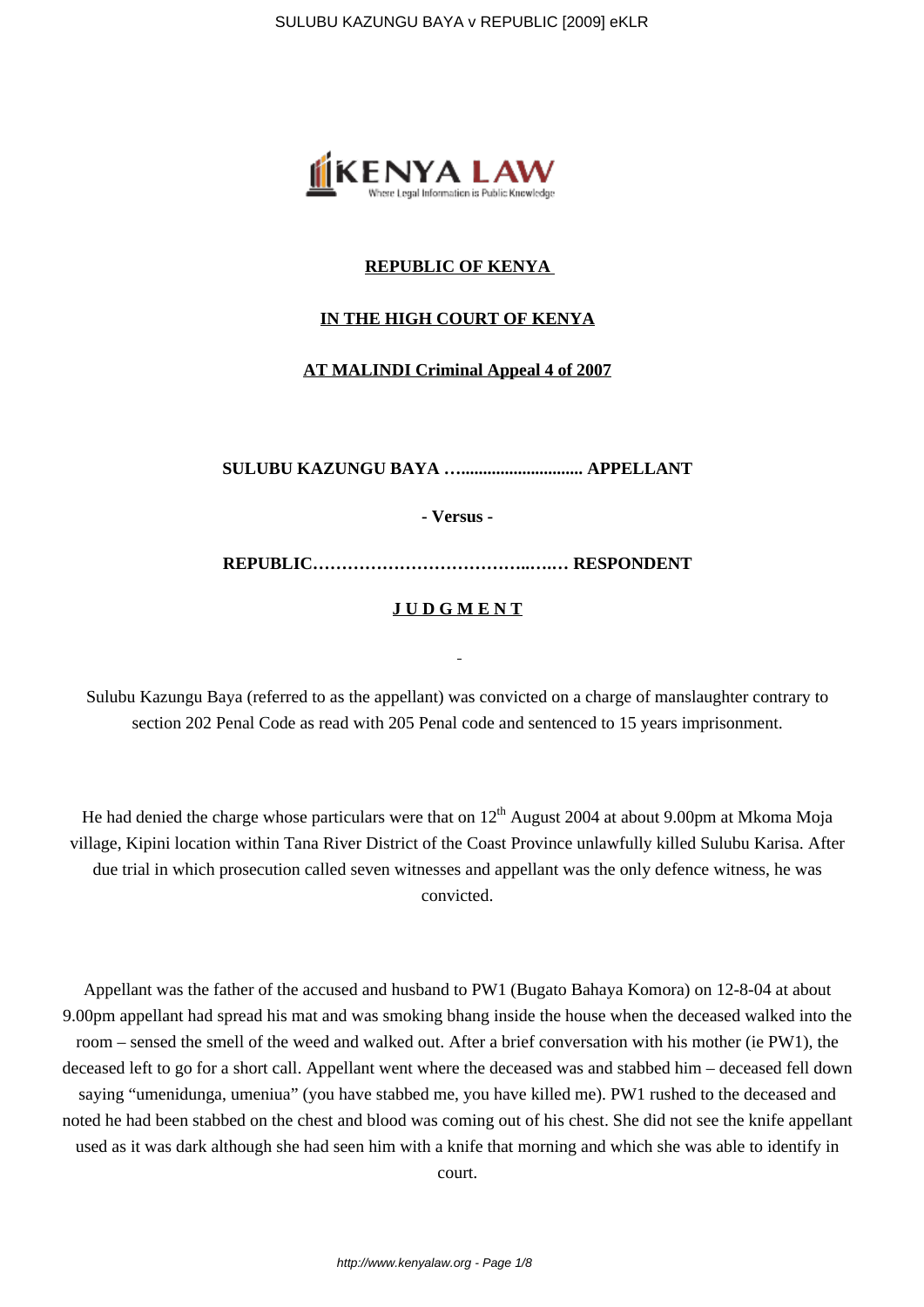**REPUBLIC OF KENYA**

**IN THE HIGH COURT OF KENYA**

**AT MALINDI Criminal Appeal 4 of 2007**

**SULUBU KAZUNGU BAYA …............................ APPELLANT**

**- Versus -**

**REPUBLIC……………………………….….… RESPONDENT**

**J U D G M E N T**

Sulubu Kazungu Baya (referred to as the appellant) was convicted on a charge of manslaughter contrary to section 202 Penal Code as read with 205 Penal code and sentenced to 15 years imprisonment.

He had denied the charge whose particulars were that on 12th August 2004 at about 9.00pm at Mkoma Moja village, Kipini location within Tana River District of the Coast Province unlawfully killed Sulubu Karisa. After due trial in which prosecution called seven witnesses and appellant was the only defence witness, he was convicted.

Appellant was the father of the accused and husband to PW1 (Bugato Bahaya Komora) on 12-8-04 at about 9.00pm appellant had spread his mat and was smoking bhang inside the house when the deceased walked into the room – sensed the smell of the weed and walked out. After a brief conversation with his mother (ie PW1), the deceased left to go for a short call. Appellant went where the deceased was and stabbed him – deceased fell down saying "umenidunga, umeniua" (you have stabbed me, you have killed me). PW1 rushed to the deceased and noted he had been stabbed on the chest and blood was coming out of his chest. She did not see the knife appellant used as it was dark although she had seen him with a knife that morning and which she was able to identify in court.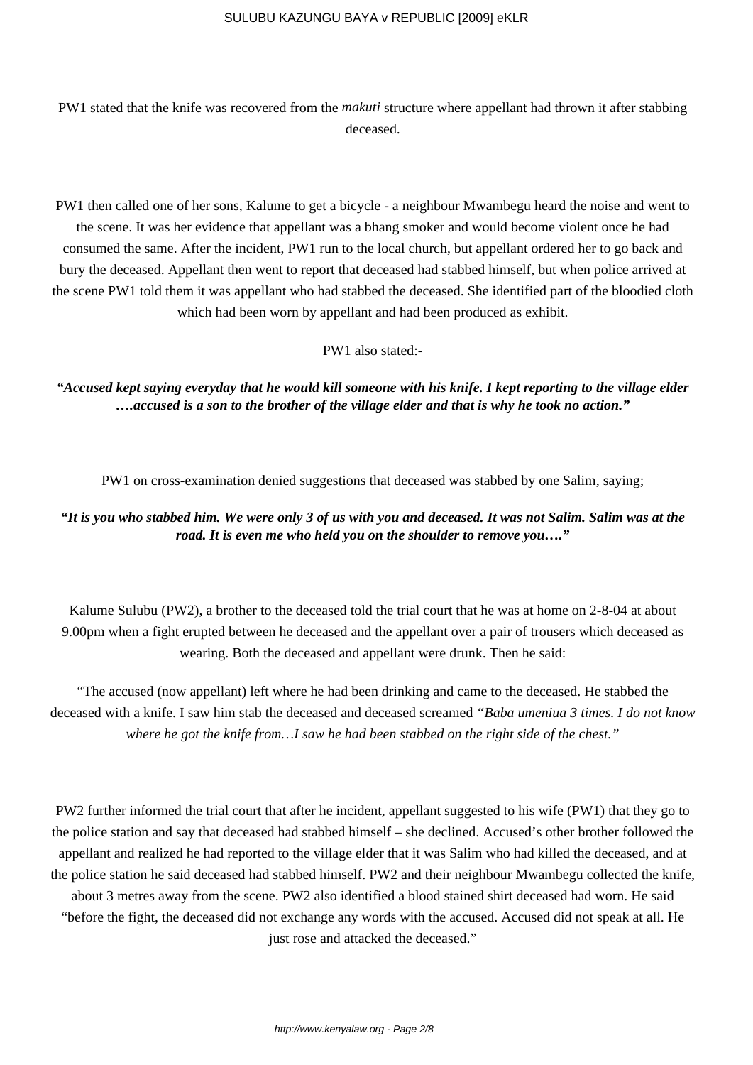PW1 stated that the knife was recovered from the *makuti* structure where appellant had thrown it after stabbing deceased.

PW1 then called one of her sons, Kalume to get a bicycle - a neighbour Mwambegu heard the noise and went to the scene. It was her evidence that appellant was a bhang smoker and would become violent once he had consumed the same. After the incident, PW1 run to the local church, but appellant ordered her to go back and bury the deceased. Appellant then went to report that deceased had stabbed himself, but when police arrived at the scene PW1 told them it was appellant who had stabbed the deceased. She identified part of the bloodied cloth which had been worn by appellant and had been produced as exhibit.

PW1 also stated:-

***"Accused kept saying everyday that he would kill someone with his knife. I kept reporting to the village elder ….accused is a son to the brother of the village elder and that is why he took no action."***

PW1 on cross-examination denied suggestions that deceased was stabbed by one Salim, saying;

***"It is you who stabbed him. We were only 3 of us with you and deceased. It was not Salim. Salim was at the road. It is even me who held you on the shoulder to remove you…."***

Kalume Sulubu (PW2), a brother to the deceased told the trial court that he was at home on 2-8-04 at about 9.00pm when a fight erupted between he deceased and the appellant over a pair of trousers which deceased as wearing. Both the deceased and appellant were drunk. Then he said:

"The accused (now appellant) left where he had been drinking and came to the deceased. He stabbed the deceased with a knife. I saw him stab the deceased and deceased screamed *"Baba umeniua 3 times. I do not know where he got the knife from…I saw he had been stabbed on the right side of the chest."*

PW2 further informed the trial court that after he incident, appellant suggested to his wife (PW1) that they go to the police station and say that deceased had stabbed himself – she declined. Accused's other brother followed the appellant and realized he had reported to the village elder that it was Salim who had killed the deceased, and at the police station he said deceased had stabbed himself. PW2 and their neighbour Mwambegu collected the knife, about 3 metres away from the scene. PW2 also identified a blood stained shirt deceased had worn. He said "before the fight, the deceased did not exchange any words with the accused. Accused did not speak at all. He just rose and attacked the deceased."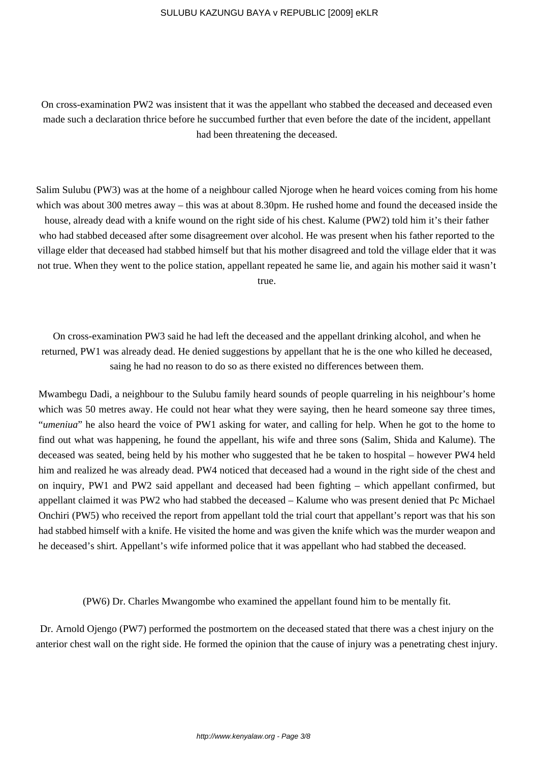On cross-examination PW2 was insistent that it was the appellant who stabbed the deceased and deceased even made such a declaration thrice before he succumbed further that even before the date of the incident, appellant had been threatening the deceased.

Salim Sulubu (PW3) was at the home of a neighbour called Njoroge when he heard voices coming from his home which was about 300 metres away – this was at about 8.30pm. He rushed home and found the deceased inside the house, already dead with a knife wound on the right side of his chest. Kalume (PW2) told him it's their father who had stabbed deceased after some disagreement over alcohol. He was present when his father reported to the village elder that deceased had stabbed himself but that his mother disagreed and told the village elder that it was not true. When they went to the police station, appellant repeated he same lie, and again his mother said it wasn't true.

On cross-examination PW3 said he had left the deceased and the appellant drinking alcohol, and when he returned, PW1 was already dead. He denied suggestions by appellant that he is the one who killed he deceased, saing he had no reason to do so as there existed no differences between them.

Mwambegu Dadi, a neighbour to the Sulubu family heard sounds of people quarreling in his neighbour's home which was 50 metres away. He could not hear what they were saying, then he heard someone say three times, "*umeniua*" he also heard the voice of PW1 asking for water, and calling for help. When he got to the home to find out what was happening, he found the appellant, his wife and three sons (Salim, Shida and Kalume). The deceased was seated, being held by his mother who suggested that he be taken to hospital – however PW4 held him and realized he was already dead. PW4 noticed that deceased had a wound in the right side of the chest and on inquiry, PW1 and PW2 said appellant and deceased had been fighting – which appellant confirmed, but appellant claimed it was PW2 who had stabbed the deceased – Kalume who was present denied that Pc Michael Onchiri (PW5) who received the report from appellant told the trial court that appellant's report was that his son had stabbed himself with a knife. He visited the home and was given the knife which was the murder weapon and he deceased's shirt. Appellant's wife informed police that it was appellant who had stabbed the deceased.

(PW6) Dr. Charles Mwangombe who examined the appellant found him to be mentally fit.

Dr. Arnold Ojengo (PW7) performed the postmortem on the deceased stated that there was a chest injury on the anterior chest wall on the right side. He formed the opinion that the cause of injury was a penetrating chest injury.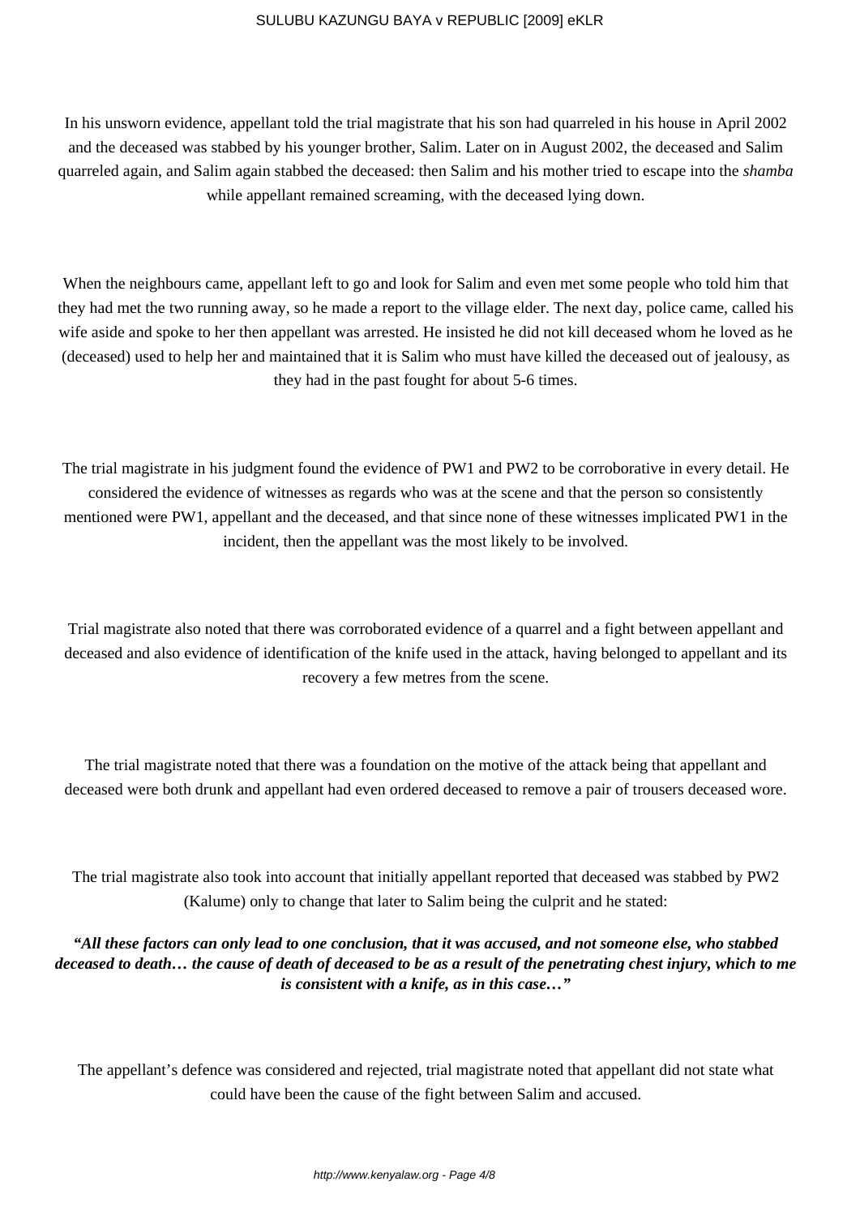In his unsworn evidence, appellant told the trial magistrate that his son had quarreled in his house in April 2002 and the deceased was stabbed by his younger brother, Salim. Later on in August 2002, the deceased and Salim quarreled again, and Salim again stabbed the deceased: then Salim and his mother tried to escape into the *shamba* while appellant remained screaming, with the deceased lying down.

When the neighbours came, appellant left to go and look for Salim and even met some people who told him that they had met the two running away, so he made a report to the village elder. The next day, police came, called his wife aside and spoke to her then appellant was arrested. He insisted he did not kill deceased whom he loved as he (deceased) used to help her and maintained that it is Salim who must have killed the deceased out of jealousy, as they had in the past fought for about 5-6 times.

The trial magistrate in his judgment found the evidence of PW1 and PW2 to be corroborative in every detail. He considered the evidence of witnesses as regards who was at the scene and that the person so consistently mentioned were PW1, appellant and the deceased, and that since none of these witnesses implicated PW1 in the incident, then the appellant was the most likely to be involved.

Trial magistrate also noted that there was corroborated evidence of a quarrel and a fight between appellant and deceased and also evidence of identification of the knife used in the attack, having belonged to appellant and its recovery a few metres from the scene.

The trial magistrate noted that there was a foundation on the motive of the attack being that appellant and deceased were both drunk and appellant had even ordered deceased to remove a pair of trousers deceased wore.

The trial magistrate also took into account that initially appellant reported that deceased was stabbed by PW2 (Kalume) only to change that later to Salim being the culprit and he stated:

***"All these factors can only lead to one conclusion, that it was accused, and not someone else, who stabbed deceased to death… the cause of death of deceased to be as a result of the penetrating chest injury, which to me is consistent with a knife, as in this case…"***

The appellant's defence was considered and rejected, trial magistrate noted that appellant did not state what could have been the cause of the fight between Salim and accused.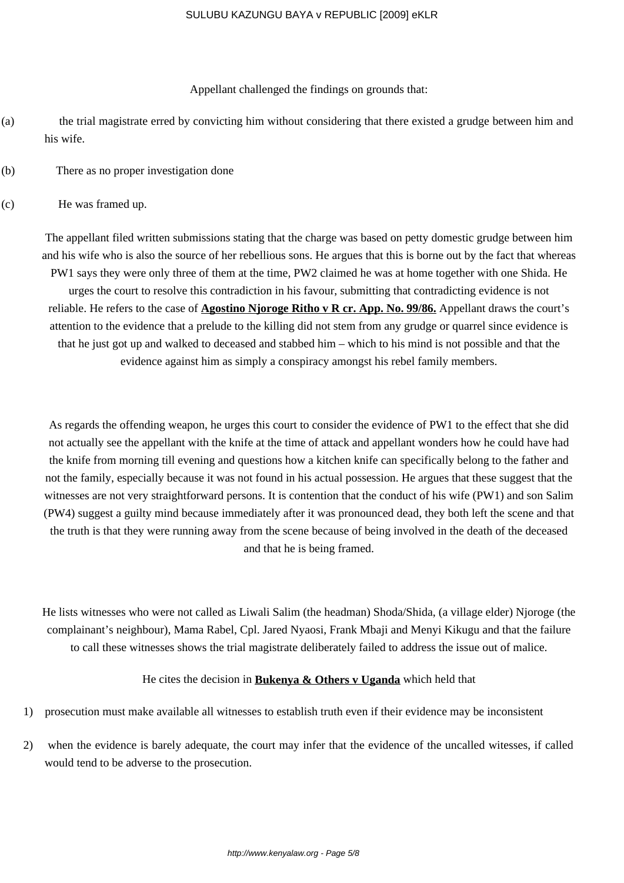Appellant challenged the findings on grounds that:

(a) the trial magistrate erred by convicting him without considering that there existed a grudge between him and his wife.

(b) There as no proper investigation done

(c) He was framed up.

The appellant filed written submissions stating that the charge was based on petty domestic grudge between him and his wife who is also the source of her rebellious sons. He argues that this is borne out by the fact that whereas PW1 says they were only three of them at the time, PW2 claimed he was at home together with one Shida. He urges the court to resolve this contradiction in his favour, submitting that contradicting evidence is not reliable. He refers to the case of **Agostino Njoroge Ritho v R cr. App. No. 99/86.** Appellant draws the court's attention to the evidence that a prelude to the killing did not stem from any grudge or quarrel since evidence is that he just got up and walked to deceased and stabbed him – which to his mind is not possible and that the evidence against him as simply a conspiracy amongst his rebel family members.

As regards the offending weapon, he urges this court to consider the evidence of PW1 to the effect that she did not actually see the appellant with the knife at the time of attack and appellant wonders how he could have had the knife from morning till evening and questions how a kitchen knife can specifically belong to the father and not the family, especially because it was not found in his actual possession. He argues that these suggest that the witnesses are not very straightforward persons. It is contention that the conduct of his wife (PW1) and son Salim (PW4) suggest a guilty mind because immediately after it was pronounced dead, they both left the scene and that the truth is that they were running away from the scene because of being involved in the death of the deceased and that he is being framed.

He lists witnesses who were not called as Liwali Salim (the headman) Shoda/Shida, (a village elder) Njoroge (the complainant's neighbour), Mama Rabel, Cpl. Jared Nyaosi, Frank Mbaji and Menyi Kikugu and that the failure to call these witnesses shows the trial magistrate deliberately failed to address the issue out of malice.

He cites the decision in **Bukenya & Others v Uganda** which held that

1) prosecution must make available all witnesses to establish truth even if their evidence may be inconsistent

2) when the evidence is barely adequate, the court may infer that the evidence of the uncalled witesses, if called would tend to be adverse to the prosecution.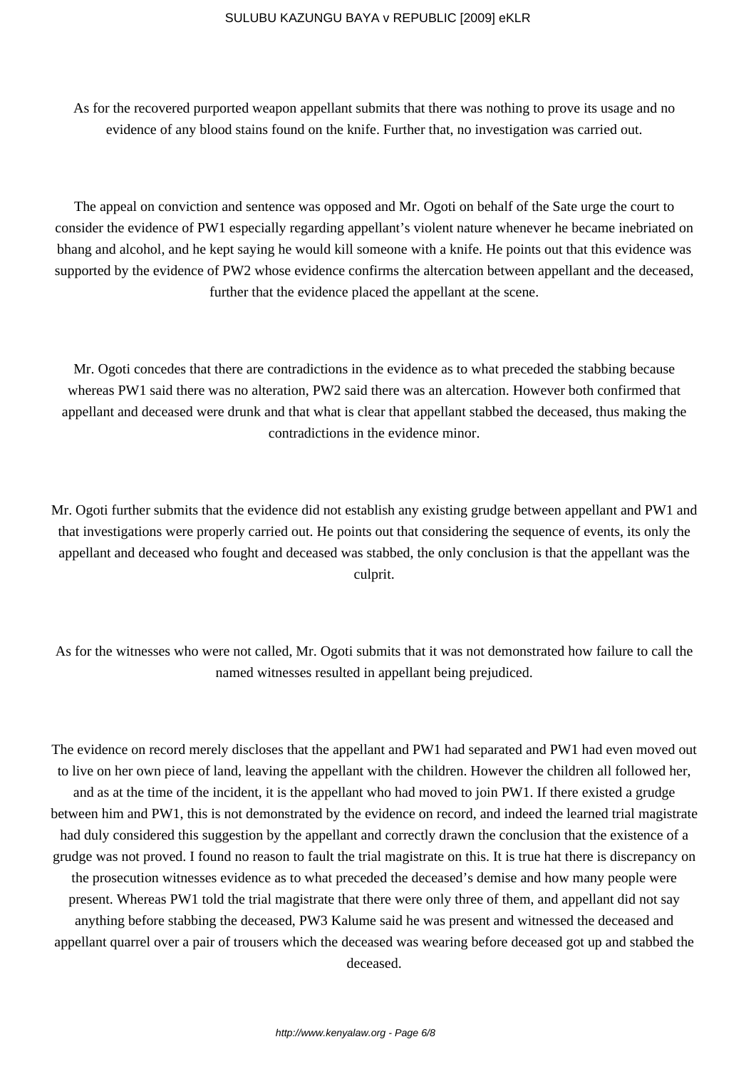As for the recovered purported weapon appellant submits that there was nothing to prove its usage and no evidence of any blood stains found on the knife. Further that, no investigation was carried out.

The appeal on conviction and sentence was opposed and Mr. Ogoti on behalf of the Sate urge the court to consider the evidence of PW1 especially regarding appellant's violent nature whenever he became inebriated on bhang and alcohol, and he kept saying he would kill someone with a knife. He points out that this evidence was supported by the evidence of PW2 whose evidence confirms the altercation between appellant and the deceased, further that the evidence placed the appellant at the scene.

Mr. Ogoti concedes that there are contradictions in the evidence as to what preceded the stabbing because whereas PW1 said there was no alteration, PW2 said there was an altercation. However both confirmed that appellant and deceased were drunk and that what is clear that appellant stabbed the deceased, thus making the contradictions in the evidence minor.

Mr. Ogoti further submits that the evidence did not establish any existing grudge between appellant and PW1 and that investigations were properly carried out. He points out that considering the sequence of events, its only the appellant and deceased who fought and deceased was stabbed, the only conclusion is that the appellant was the culprit.

As for the witnesses who were not called, Mr. Ogoti submits that it was not demonstrated how failure to call the named witnesses resulted in appellant being prejudiced.

The evidence on record merely discloses that the appellant and PW1 had separated and PW1 had even moved out to live on her own piece of land, leaving the appellant with the children. However the children all followed her, and as at the time of the incident, it is the appellant who had moved to join PW1. If there existed a grudge between him and PW1, this is not demonstrated by the evidence on record, and indeed the learned trial magistrate had duly considered this suggestion by the appellant and correctly drawn the conclusion that the existence of a grudge was not proved. I found no reason to fault the trial magistrate on this. It is true hat there is discrepancy on the prosecution witnesses evidence as to what preceded the deceased's demise and how many people were present. Whereas PW1 told the trial magistrate that there were only three of them, and appellant did not say anything before stabbing the deceased, PW3 Kalume said he was present and witnessed the deceased and appellant quarrel over a pair of trousers which the deceased was wearing before deceased got up and stabbed the deceased.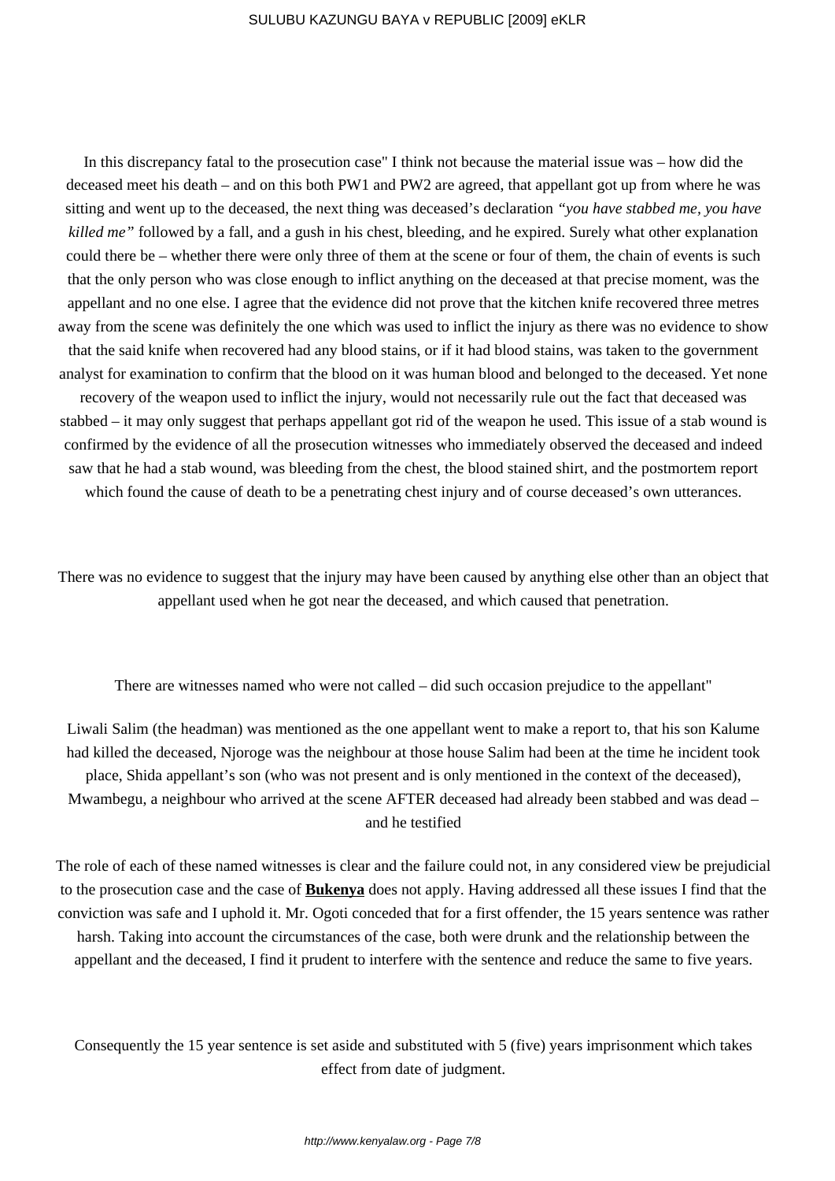In this discrepancy fatal to the prosecution case" I think not because the material issue was – how did the deceased meet his death – and on this both PW1 and PW2 are agreed, that appellant got up from where he was sitting and went up to the deceased, the next thing was deceased's declaration *"you have stabbed me, you have killed me"* followed by a fall, and a gush in his chest, bleeding, and he expired. Surely what other explanation could there be – whether there were only three of them at the scene or four of them, the chain of events is such that the only person who was close enough to inflict anything on the deceased at that precise moment, was the appellant and no one else. I agree that the evidence did not prove that the kitchen knife recovered three metres away from the scene was definitely the one which was used to inflict the injury as there was no evidence to show that the said knife when recovered had any blood stains, or if it had blood stains, was taken to the government analyst for examination to confirm that the blood on it was human blood and belonged to the deceased. Yet none recovery of the weapon used to inflict the injury, would not necessarily rule out the fact that deceased was stabbed – it may only suggest that perhaps appellant got rid of the weapon he used. This issue of a stab wound is confirmed by the evidence of all the prosecution witnesses who immediately observed the deceased and indeed saw that he had a stab wound, was bleeding from the chest, the blood stained shirt, and the postmortem report which found the cause of death to be a penetrating chest injury and of course deceased's own utterances.

There was no evidence to suggest that the injury may have been caused by anything else other than an object that appellant used when he got near the deceased, and which caused that penetration.

There are witnesses named who were not called – did such occasion prejudice to the appellant"

Liwali Salim (the headman) was mentioned as the one appellant went to make a report to, that his son Kalume had killed the deceased, Njoroge was the neighbour at those house Salim had been at the time he incident took place, Shida appellant's son (who was not present and is only mentioned in the context of the deceased), Mwambegu, a neighbour who arrived at the scene AFTER deceased had already been stabbed and was dead – and he testified

The role of each of these named witnesses is clear and the failure could not, in any considered view be prejudicial to the prosecution case and the case of **Bukenya** does not apply. Having addressed all these issues I find that the conviction was safe and I uphold it. Mr. Ogoti conceded that for a first offender, the 15 years sentence was rather harsh. Taking into account the circumstances of the case, both were drunk and the relationship between the appellant and the deceased, I find it prudent to interfere with the sentence and reduce the same to five years.

Consequently the 15 year sentence is set aside and substituted with 5 (five) years imprisonment which takes effect from date of judgment.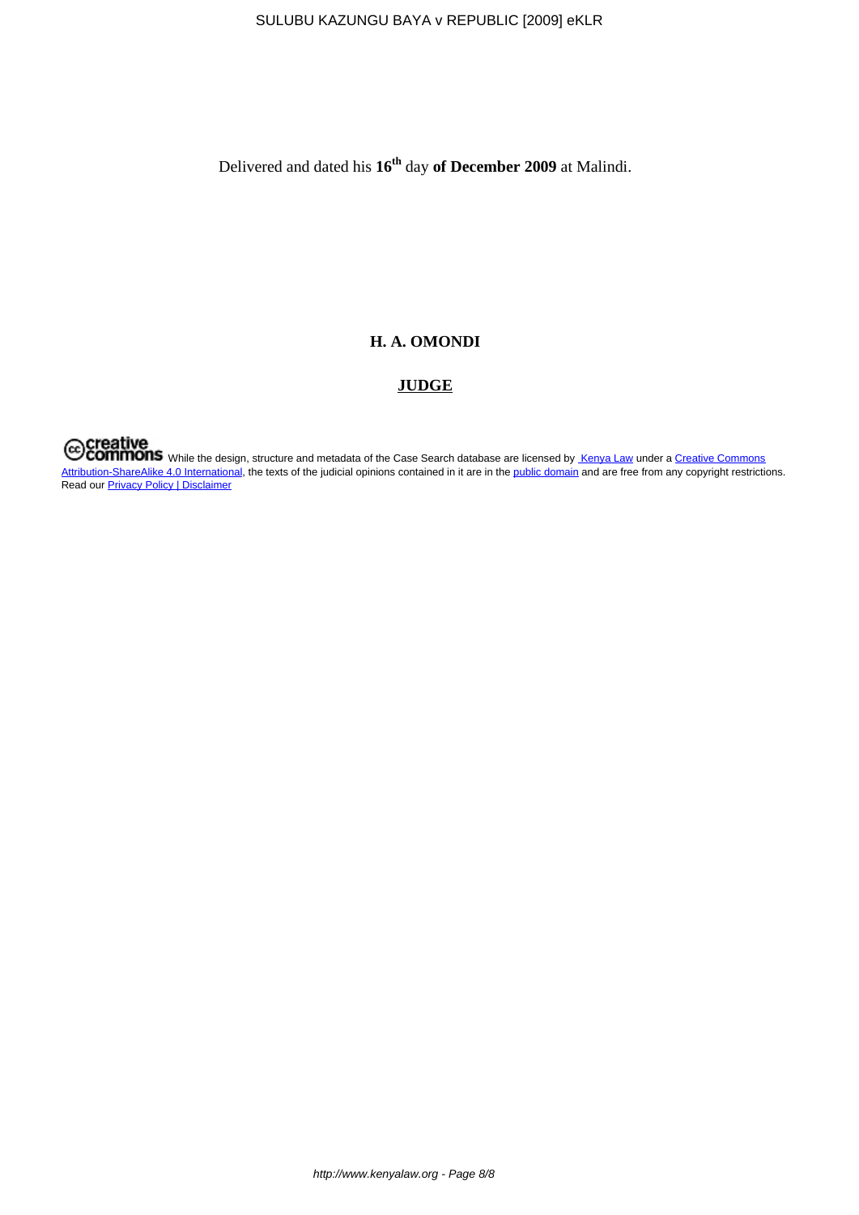Delivered and dated his **16th** day **of December 2009** at Malindi.

**H. A. OMONDI**

**JUDGE**

While the design, structure and metadata of the Case Search database are licensed by Kenya Law under a Creative Commons Attribution-ShareAlike 4.0 International, the texts of the judicial opinions contained in it are in the public domain and are free from any copyright restrictions. Read our Privacy Policy | Disclaimer